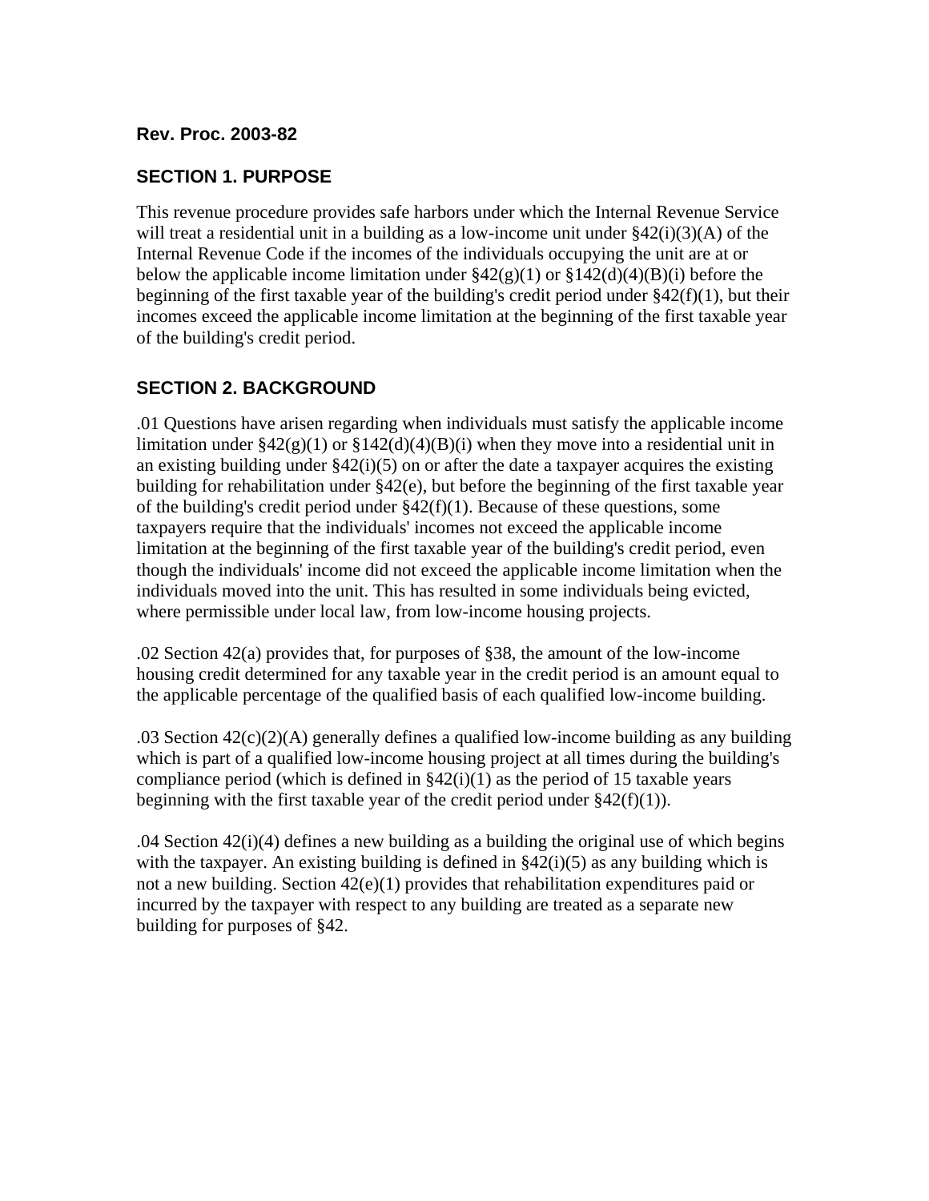**Rev. Proc. 2003-82**

## SECTION 1. PURPOSE

This revenue procedure provides safe harbors under which the Internal Revenue Service will treat a residential unit in a building as a low-income unit under §42(i)(3)(A) of the Internal Revenue Code if the incomes of the individuals occupying the unit are at or below the applicable income limitation under §42(g)(1) or §142(d)(4)(B)(i) before the beginning of the first taxable year of the building's credit period under §42(f)(1), but their incomes exceed the applicable income limitation at the beginning of the first taxable year of the building's credit period.

## SECTION 2. BACKGROUND

.01 Questions have arisen regarding when individuals must satisfy the applicable income limitation under §42(g)(1) or §142(d)(4)(B)(i) when they move into a residential unit in an existing building under §42(i)(5) on or after the date a taxpayer acquires the existing building for rehabilitation under §42(e), but before the beginning of the first taxable year of the building's credit period under §42(f)(1). Because of these questions, some taxpayers require that the individuals' incomes not exceed the applicable income limitation at the beginning of the first taxable year of the building's credit period, even though the individuals' income did not exceed the applicable income limitation when the individuals moved into the unit. This has resulted in some individuals being evicted, where permissible under local law, from low-income housing projects.

.02 Section 42(a) provides that, for purposes of §38, the amount of the low-income housing credit determined for any taxable year in the credit period is an amount equal to the applicable percentage of the qualified basis of each qualified low-income building.

.03 Section 42(c)(2)(A) generally defines a qualified low-income building as any building which is part of a qualified low-income housing project at all times during the building's compliance period (which is defined in §42(i)(1) as the period of 15 taxable years beginning with the first taxable year of the credit period under §42(f)(1)).

.04 Section 42(i)(4) defines a new building as a building the original use of which begins with the taxpayer. An existing building is defined in §42(i)(5) as any building which is not a new building. Section 42(e)(1) provides that rehabilitation expenditures paid or incurred by the taxpayer with respect to any building are treated as a separate new building for purposes of §42.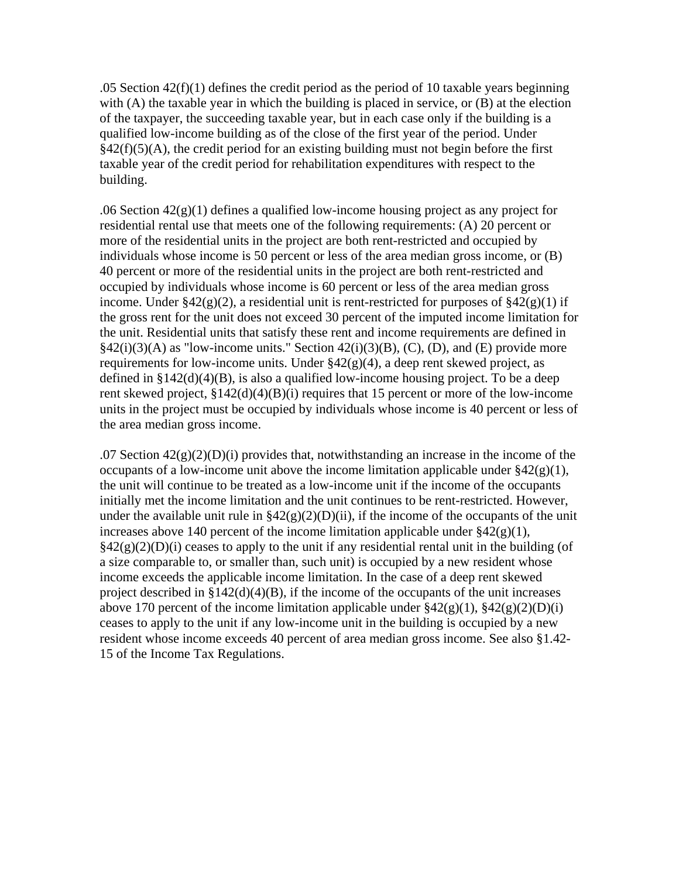.05 Section 42(f)(1) defines the credit period as the period of 10 taxable years beginning with (A) the taxable year in which the building is placed in service, or (B) at the election of the taxpayer, the succeeding taxable year, but in each case only if the building is a qualified low-income building as of the close of the first year of the period. Under §42(f)(5)(A), the credit period for an existing building must not begin before the first taxable year of the credit period for rehabilitation expenditures with respect to the building.

.06 Section 42(g)(1) defines a qualified low-income housing project as any project for residential rental use that meets one of the following requirements: (A) 20 percent or more of the residential units in the project are both rent-restricted and occupied by individuals whose income is 50 percent or less of the area median gross income, or (B) 40 percent or more of the residential units in the project are both rent-restricted and occupied by individuals whose income is 60 percent or less of the area median gross income. Under §42(g)(2), a residential unit is rent-restricted for purposes of §42(g)(1) if the gross rent for the unit does not exceed 30 percent of the imputed income limitation for the unit. Residential units that satisfy these rent and income requirements are defined in §42(i)(3)(A) as "low-income units." Section 42(i)(3)(B), (C), (D), and (E) provide more requirements for low-income units. Under §42(g)(4), a deep rent skewed project, as defined in §142(d)(4)(B), is also a qualified low-income housing project. To be a deep rent skewed project, §142(d)(4)(B)(i) requires that 15 percent or more of the low-income units in the project must be occupied by individuals whose income is 40 percent or less of the area median gross income.

.07 Section 42(g)(2)(D)(i) provides that, notwithstanding an increase in the income of the occupants of a low-income unit above the income limitation applicable under §42(g)(1), the unit will continue to be treated as a low-income unit if the income of the occupants initially met the income limitation and the unit continues to be rent-restricted. However, under the available unit rule in §42(g)(2)(D)(ii), if the income of the occupants of the unit increases above 140 percent of the income limitation applicable under §42(g)(1), §42(g)(2)(D)(i) ceases to apply to the unit if any residential rental unit in the building (of a size comparable to, or smaller than, such unit) is occupied by a new resident whose income exceeds the applicable income limitation. In the case of a deep rent skewed project described in §142(d)(4)(B), if the income of the occupants of the unit increases above 170 percent of the income limitation applicable under §42(g)(1), §42(g)(2)(D)(i) ceases to apply to the unit if any low-income unit in the building is occupied by a new resident whose income exceeds 40 percent of area median gross income. See also §1.42-15 of the Income Tax Regulations.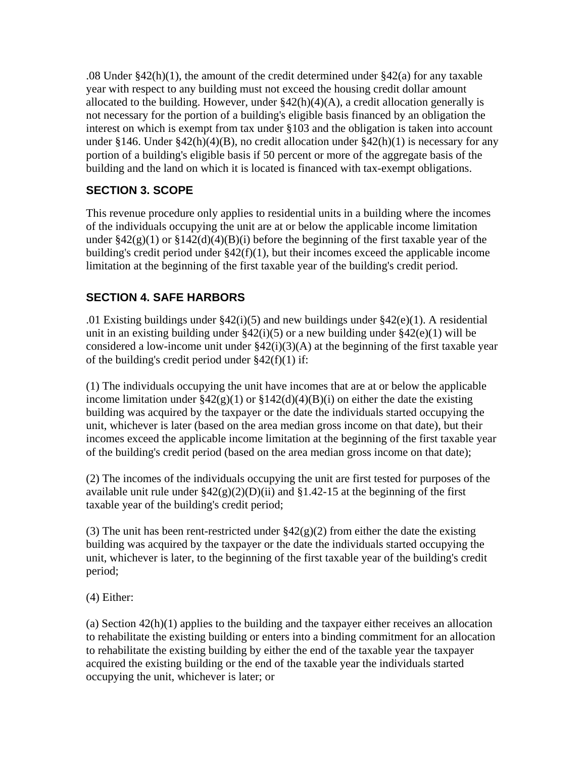.08 Under §42(h)(1), the amount of the credit determined under §42(a) for any taxable year with respect to any building must not exceed the housing credit dollar amount allocated to the building. However, under §42(h)(4)(A), a credit allocation generally is not necessary for the portion of a building's eligible basis financed by an obligation the interest on which is exempt from tax under §103 and the obligation is taken into account under §146. Under §42(h)(4)(B), no credit allocation under §42(h)(1) is necessary for any portion of a building's eligible basis if 50 percent or more of the aggregate basis of the building and the land on which it is located is financed with tax-exempt obligations.

## SECTION 3. SCOPE

This revenue procedure only applies to residential units in a building where the incomes of the individuals occupying the unit are at or below the applicable income limitation under §42(g)(1) or §142(d)(4)(B)(i) before the beginning of the first taxable year of the building's credit period under §42(f)(1), but their incomes exceed the applicable income limitation at the beginning of the first taxable year of the building's credit period.

## SECTION 4. SAFE HARBORS

.01 Existing buildings under §42(i)(5) and new buildings under §42(e)(1). A residential unit in an existing building under §42(i)(5) or a new building under §42(e)(1) will be considered a low-income unit under §42(i)(3)(A) at the beginning of the first taxable year of the building's credit period under §42(f)(1) if:

(1) The individuals occupying the unit have incomes that are at or below the applicable income limitation under §42(g)(1) or §142(d)(4)(B)(i) on either the date the existing building was acquired by the taxpayer or the date the individuals started occupying the unit, whichever is later (based on the area median gross income on that date), but their incomes exceed the applicable income limitation at the beginning of the first taxable year of the building's credit period (based on the area median gross income on that date);

(2) The incomes of the individuals occupying the unit are first tested for purposes of the available unit rule under §42(g)(2)(D)(ii) and §1.42-15 at the beginning of the first taxable year of the building's credit period;

(3) The unit has been rent-restricted under §42(g)(2) from either the date the existing building was acquired by the taxpayer or the date the individuals started occupying the unit, whichever is later, to the beginning of the first taxable year of the building's credit period;

(4) Either:

(a) Section 42(h)(1) applies to the building and the taxpayer either receives an allocation to rehabilitate the existing building or enters into a binding commitment for an allocation to rehabilitate the existing building by either the end of the taxable year the taxpayer acquired the existing building or the end of the taxable year the individuals started occupying the unit, whichever is later; or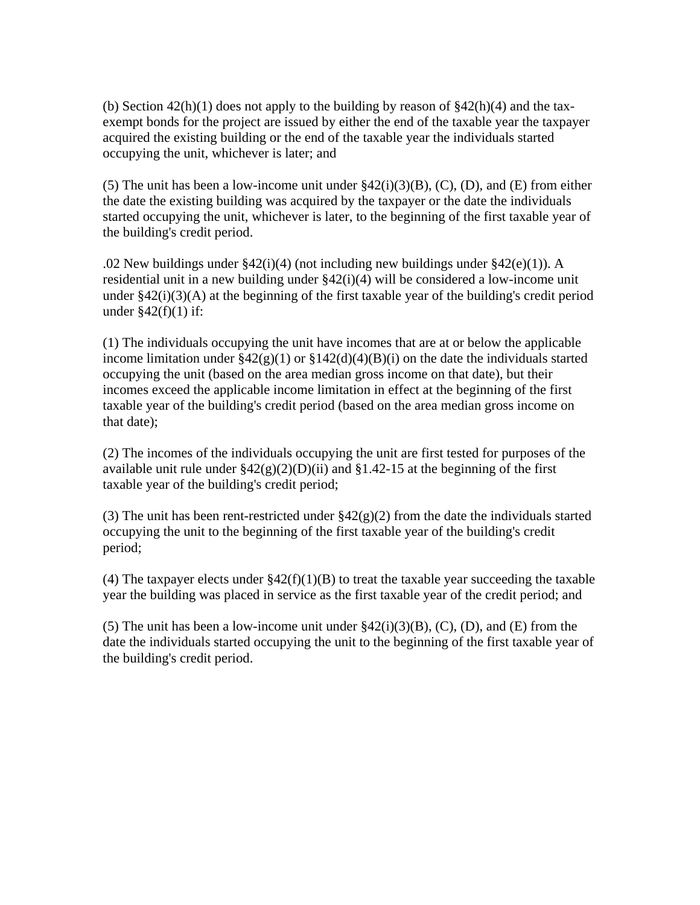(b) Section 42(h)(1) does not apply to the building by reason of §42(h)(4) and the tax-exempt bonds for the project are issued by either the end of the taxable year the taxpayer acquired the existing building or the end of the taxable year the individuals started occupying the unit, whichever is later; and

(5) The unit has been a low-income unit under §42(i)(3)(B), (C), (D), and (E) from either the date the existing building was acquired by the taxpayer or the date the individuals started occupying the unit, whichever is later, to the beginning of the first taxable year of the building's credit period.

.02 New buildings under §42(i)(4) (not including new buildings under §42(e)(1)). A residential unit in a new building under §42(i)(4) will be considered a low-income unit under §42(i)(3)(A) at the beginning of the first taxable year of the building's credit period under §42(f)(1) if:

(1) The individuals occupying the unit have incomes that are at or below the applicable income limitation under §42(g)(1) or §142(d)(4)(B)(i) on the date the individuals started occupying the unit (based on the area median gross income on that date), but their incomes exceed the applicable income limitation in effect at the beginning of the first taxable year of the building's credit period (based on the area median gross income on that date);

(2) The incomes of the individuals occupying the unit are first tested for purposes of the available unit rule under §42(g)(2)(D)(ii) and §1.42-15 at the beginning of the first taxable year of the building's credit period;

(3) The unit has been rent-restricted under §42(g)(2) from the date the individuals started occupying the unit to the beginning of the first taxable year of the building's credit period;

(4) The taxpayer elects under §42(f)(1)(B) to treat the taxable year succeeding the taxable year the building was placed in service as the first taxable year of the credit period; and

(5) The unit has been a low-income unit under §42(i)(3)(B), (C), (D), and (E) from the date the individuals started occupying the unit to the beginning of the first taxable year of the building's credit period.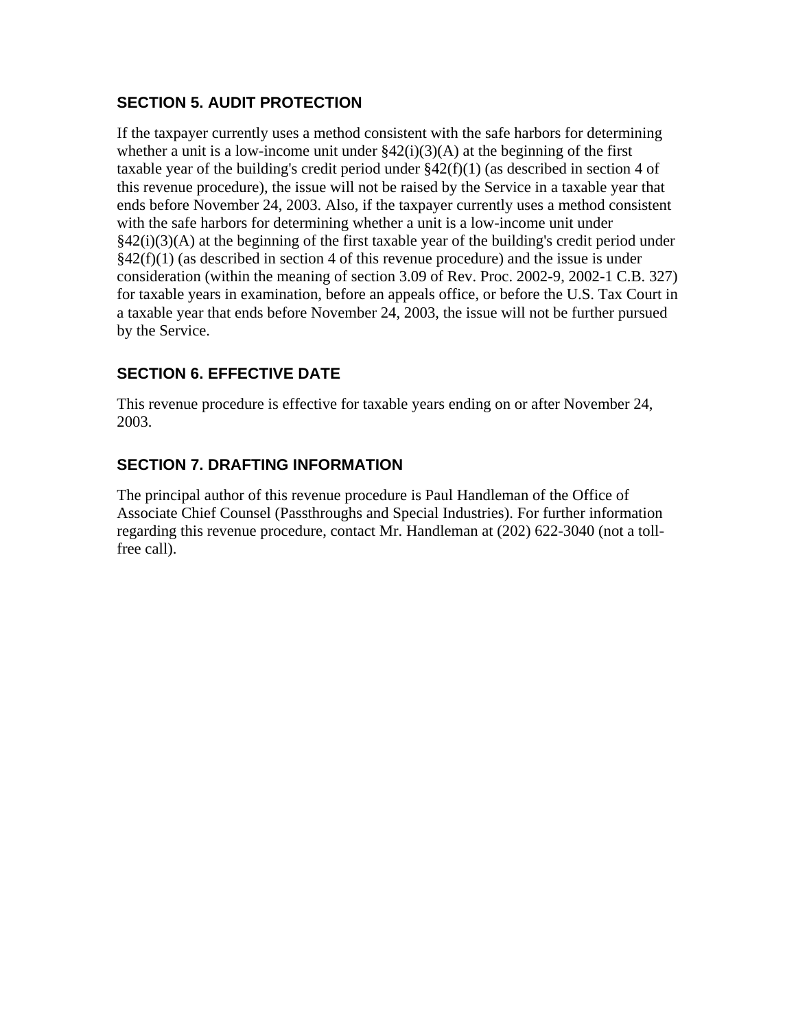## SECTION 5. AUDIT PROTECTION

If the taxpayer currently uses a method consistent with the safe harbors for determining whether a unit is a low-income unit under §42(i)(3)(A) at the beginning of the first taxable year of the building's credit period under §42(f)(1) (as described in section 4 of this revenue procedure), the issue will not be raised by the Service in a taxable year that ends before November 24, 2003. Also, if the taxpayer currently uses a method consistent with the safe harbors for determining whether a unit is a low-income unit under §42(i)(3)(A) at the beginning of the first taxable year of the building's credit period under §42(f)(1) (as described in section 4 of this revenue procedure) and the issue is under consideration (within the meaning of section 3.09 of Rev. Proc. 2002-9, 2002-1 C.B. 327) for taxable years in examination, before an appeals office, or before the U.S. Tax Court in a taxable year that ends before November 24, 2003, the issue will not be further pursued by the Service.

## SECTION 6. EFFECTIVE DATE

This revenue procedure is effective for taxable years ending on or after November 24, 2003.

## SECTION 7. DRAFTING INFORMATION

The principal author of this revenue procedure is Paul Handleman of the Office of Associate Chief Counsel (Passthroughs and Special Industries). For further information regarding this revenue procedure, contact Mr. Handleman at (202) 622-3040 (not a toll-free call).